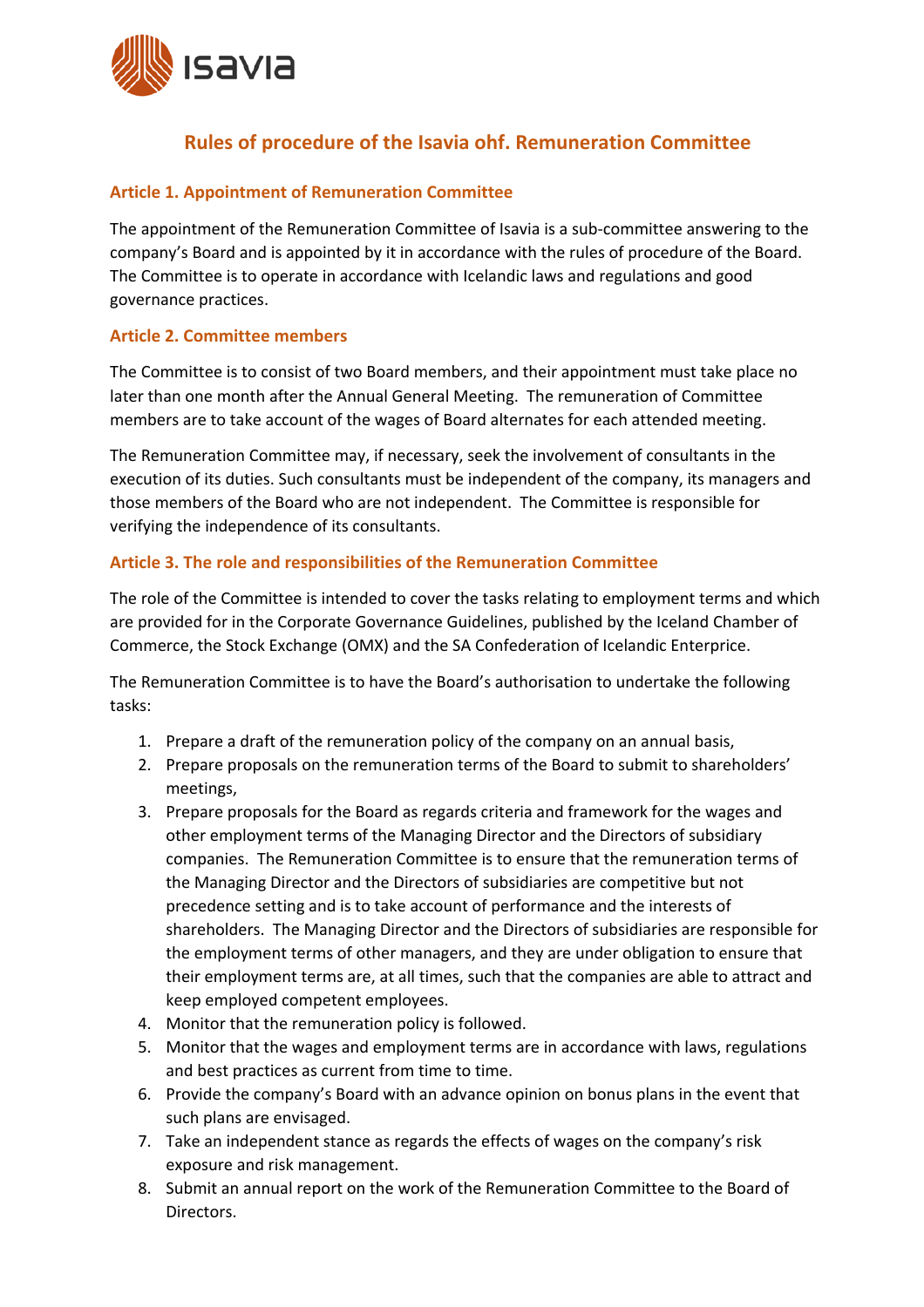# Rules of procedure of the Isavia ohf. Remuneration Committee

## Article 1. Appointment of Remuneration Committee

The appointment of the Remuneration Committee of Isavia is a sub-committee answering to the company's Board and is appointed by it in accordance with the rules of procedure of the Board. The Committee is to operate in accordance with Icelandic laws and regulations and good governance practices.

## Article 2. Committee members

The Committee is to consist of two Board members, and their appointment must take place no later than one month after the Annual General Meeting. The remuneration of Committee members are to take account of the wages of Board alternates for each attended meeting.

The Remuneration Committee may, if necessary, seek the involvement of consultants in the execution of its duties. Such consultants must be independent of the company, its managers and those members of the Board who are not independent. The Committee is responsible for verifying the independence of its consultants.

## Article 3. The role and responsibilities of the Remuneration Committee

The role of the Committee is intended to cover the tasks relating to employment terms and which are provided for in the Corporate Governance Guidelines, published by the Iceland Chamber of Commerce, the Stock Exchange (OMX) and the SA Confederation of Icelandic Enterprice.

The Remuneration Committee is to have the Board's authorisation to undertake the following tasks:

1. Prepare a draft of the remuneration policy of the company on an annual basis,
2. Prepare proposals on the remuneration terms of the Board to submit to shareholders' meetings,
3. Prepare proposals for the Board as regards criteria and framework for the wages and other employment terms of the Managing Director and the Directors of subsidiary companies. The Remuneration Committee is to ensure that the remuneration terms of the Managing Director and the Directors of subsidiaries are competitive but not precedence setting and is to take account of performance and the interests of shareholders. The Managing Director and the Directors of subsidiaries are responsible for the employment terms of other managers, and they are under obligation to ensure that their employment terms are, at all times, such that the companies are able to attract and keep employed competent employees.
4. Monitor that the remuneration policy is followed.
5. Monitor that the wages and employment terms are in accordance with laws, regulations and best practices as current from time to time.
6. Provide the company's Board with an advance opinion on bonus plans in the event that such plans are envisaged.
7. Take an independent stance as regards the effects of wages on the company's risk exposure and risk management.
8. Submit an annual report on the work of the Remuneration Committee to the Board of Directors.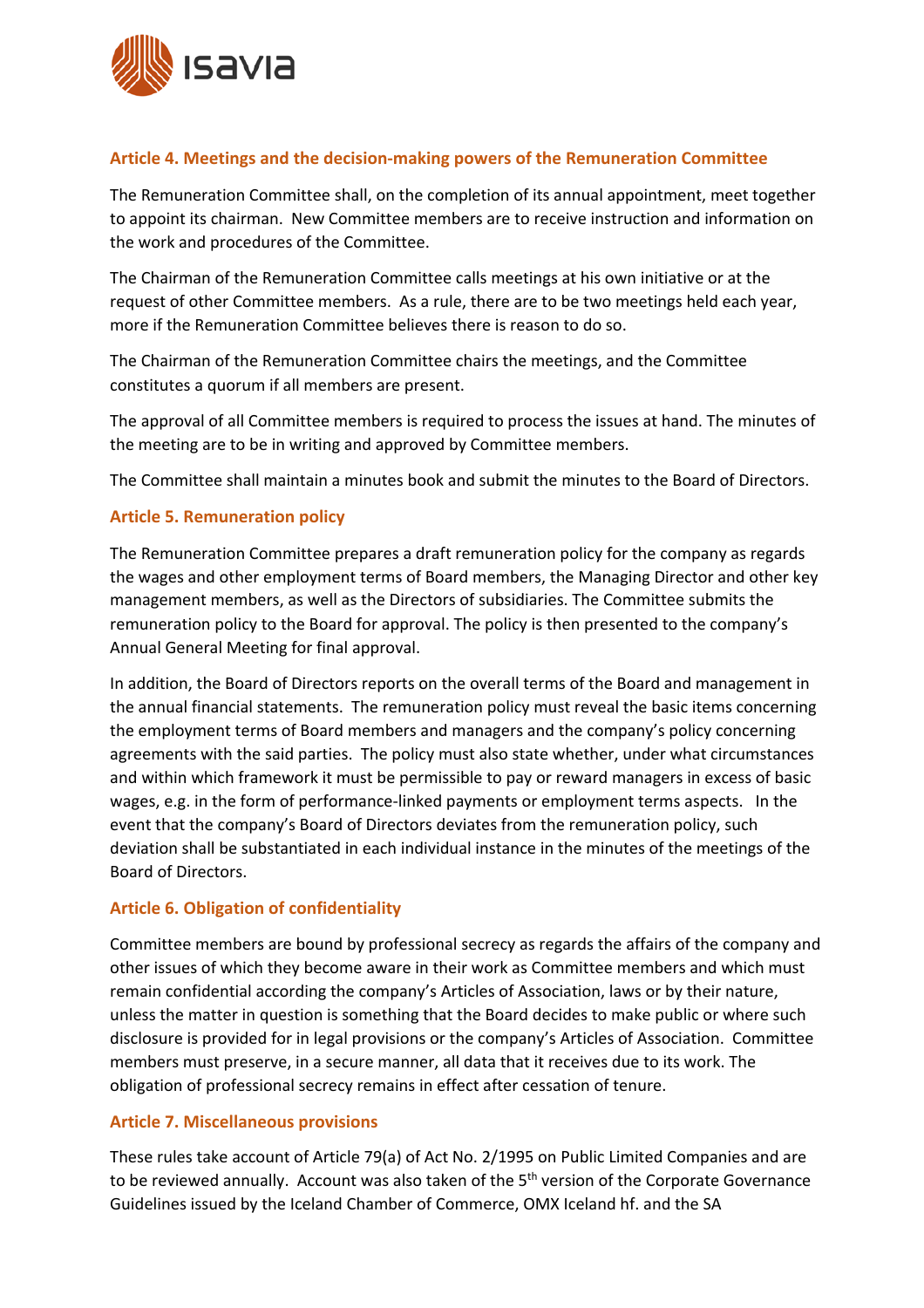## Article 4. Meetings and the decision-making powers of the Remuneration Committee

The Remuneration Committee shall, on the completion of its annual appointment, meet together to appoint its chairman. New Committee members are to receive instruction and information on the work and procedures of the Committee.

The Chairman of the Remuneration Committee calls meetings at his own initiative or at the request of other Committee members. As a rule, there are to be two meetings held each year, more if the Remuneration Committee believes there is reason to do so.

The Chairman of the Remuneration Committee chairs the meetings, and the Committee constitutes a quorum if all members are present.

The approval of all Committee members is required to process the issues at hand. The minutes of the meeting are to be in writing and approved by Committee members.

The Committee shall maintain a minutes book and submit the minutes to the Board of Directors.

## Article 5. Remuneration policy

The Remuneration Committee prepares a draft remuneration policy for the company as regards the wages and other employment terms of Board members, the Managing Director and other key management members, as well as the Directors of subsidiaries. The Committee submits the remuneration policy to the Board for approval. The policy is then presented to the company's Annual General Meeting for final approval.

In addition, the Board of Directors reports on the overall terms of the Board and management in the annual financial statements. The remuneration policy must reveal the basic items concerning the employment terms of Board members and managers and the company's policy concerning agreements with the said parties. The policy must also state whether, under what circumstances and within which framework it must be permissible to pay or reward managers in excess of basic wages, e.g. in the form of performance-linked payments or employment terms aspects. In the event that the company's Board of Directors deviates from the remuneration policy, such deviation shall be substantiated in each individual instance in the minutes of the meetings of the Board of Directors.

## Article 6. Obligation of confidentiality

Committee members are bound by professional secrecy as regards the affairs of the company and other issues of which they become aware in their work as Committee members and which must remain confidential according the company's Articles of Association, laws or by their nature, unless the matter in question is something that the Board decides to make public or where such disclosure is provided for in legal provisions or the company's Articles of Association. Committee members must preserve, in a secure manner, all data that it receives due to its work. The obligation of professional secrecy remains in effect after cessation of tenure.

## Article 7. Miscellaneous provisions

These rules take account of Article 79(a) of Act No. 2/1995 on Public Limited Companies and are to be reviewed annually. Account was also taken of the 5th version of the Corporate Governance Guidelines issued by the Iceland Chamber of Commerce, OMX Iceland hf. and the SA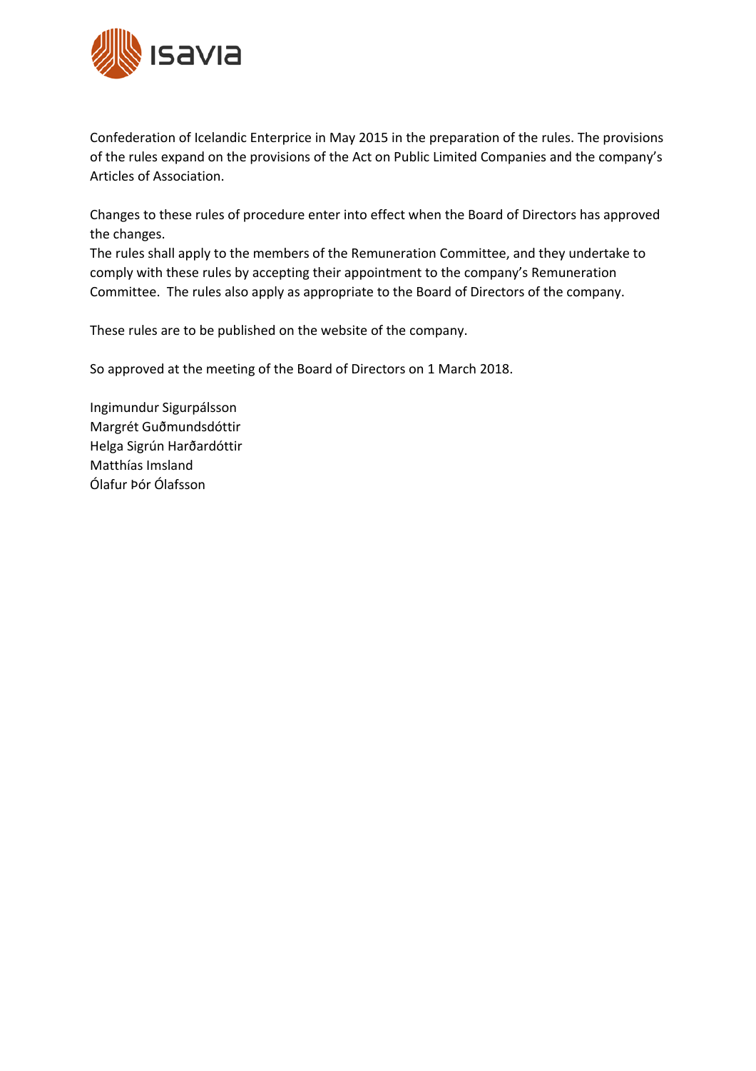Confederation of Icelandic Enterprice in May 2015 in the preparation of the rules. The provisions of the rules expand on the provisions of the Act on Public Limited Companies and the company's Articles of Association.

Changes to these rules of procedure enter into effect when the Board of Directors has approved the changes.
The rules shall apply to the members of the Remuneration Committee, and they undertake to comply with these rules by accepting their appointment to the company's Remuneration Committee. The rules also apply as appropriate to the Board of Directors of the company.

These rules are to be published on the website of the company.

So approved at the meeting of the Board of Directors on 1 March 2018.

Ingimundur Sigurpálsson
Margrét Guðmundsdóttir
Helga Sigrún Harðardóttir
Matthías Imsland
Ólafur Þór Ólafsson